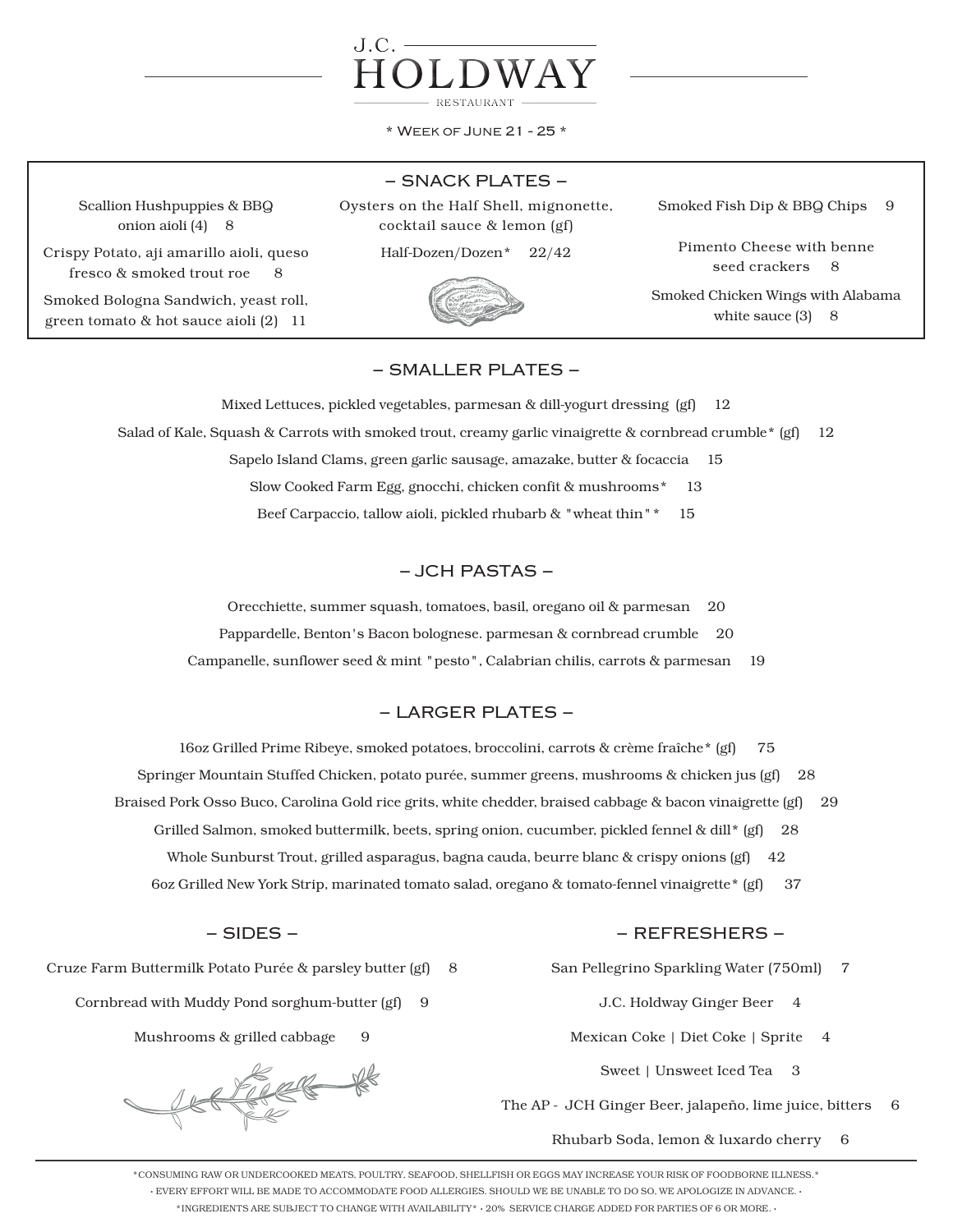# J.C. HOLDWAY

RESTAURANT

\* Week of June 21 - 25 \*

## – SNACK PLATES –

Scallion Hushpuppies & BBQ onion aioli (4) 8

Crispy Potato, aji amarillo aioli, queso fresco & smoked trout roe 8

Smoked Bologna Sandwich, yeast roll, green tomato & hot sauce aioli (2) 11

Oysters on the Half Shell, mignonette, cocktail sauce & lemon (gf)

Half-Dozen/Dozen* 22/42

Smoked Fish Dip & BBQ Chips 9

Pimento Cheese with benne seed crackers 8

Smoked Chicken Wings with Alabama white sauce (3) 8

## – SMALLER PLATES –

Mixed Lettuces, pickled vegetables, parmesan & dill-yogurt dressing (gf) 12

Salad of Kale, Squash & Carrots with smoked trout, creamy garlic vinaigrette & cornbread crumble* (gf) 12

Sapelo Island Clams, green garlic sausage, amazake, butter & focaccia 15

Slow Cooked Farm Egg, gnocchi, chicken confit & mushrooms* 13

Beef Carpaccio, tallow aioli, pickled rhubarb & "wheat thin"* 15

## – JCH PASTAS –

Orecchiette, summer squash, tomatoes, basil, oregano oil & parmesan 20

Pappardelle, Benton's Bacon bolognese. parmesan & cornbread crumble 20

Campanelle, sunflower seed & mint "pesto", Calabrian chilis, carrots & parmesan 19

## – LARGER PLATES –

16oz Grilled Prime Ribeye, smoked potatoes, broccolini, carrots & crème fraîche* (gf) 75

Springer Mountain Stuffed Chicken, potato purée, summer greens, mushrooms & chicken jus (gf) 28

Braised Pork Osso Buco, Carolina Gold rice grits, white chedder, braised cabbage & bacon vinaigrette (gf) 29

Grilled Salmon, smoked buttermilk, beets, spring onion, cucumber, pickled fennel & dill* (gf) 28

Whole Sunburst Trout, grilled asparagus, bagna cauda, beurre blanc & crispy onions (gf) 42

6oz Grilled New York Strip, marinated tomato salad, oregano & tomato-fennel vinaigrette* (gf) 37

## – SIDES –

Cruze Farm Buttermilk Potato Purée & parsley butter (gf) 8

Cornbread with Muddy Pond sorghum-butter (gf) 9

Mushrooms & grilled cabbage 9

## – REFRESHERS –

San Pellegrino Sparkling Water (750ml) 7

J.C. Holdway Ginger Beer 4

Mexican Coke | Diet Coke | Sprite 4

Sweet | Unsweet Iced Tea 3

The AP - JCH Ginger Beer, jalapeño, lime juice, bitters 6

Rhubarb Soda, lemon & luxardo cherry 6

---

*CONSUMING RAW OR UNDERCOOKED MEATS, POULTRY, SEAFOOD, SHELLFISH OR EGGS MAY INCREASE YOUR RISK OF FOODBORNE ILLNESS.*

• EVERY EFFORT WILL BE MADE TO ACCOMMODATE FOOD ALLERGIES. SHOULD WE BE UNABLE TO DO SO, WE APOLOGIZE IN ADVANCE. •

*INGREDIENTS ARE SUBJECT TO CHANGE WITH AVAILABILITY* • 20% SERVICE CHARGE ADDED FOR PARTIES OF 6 OR MORE. •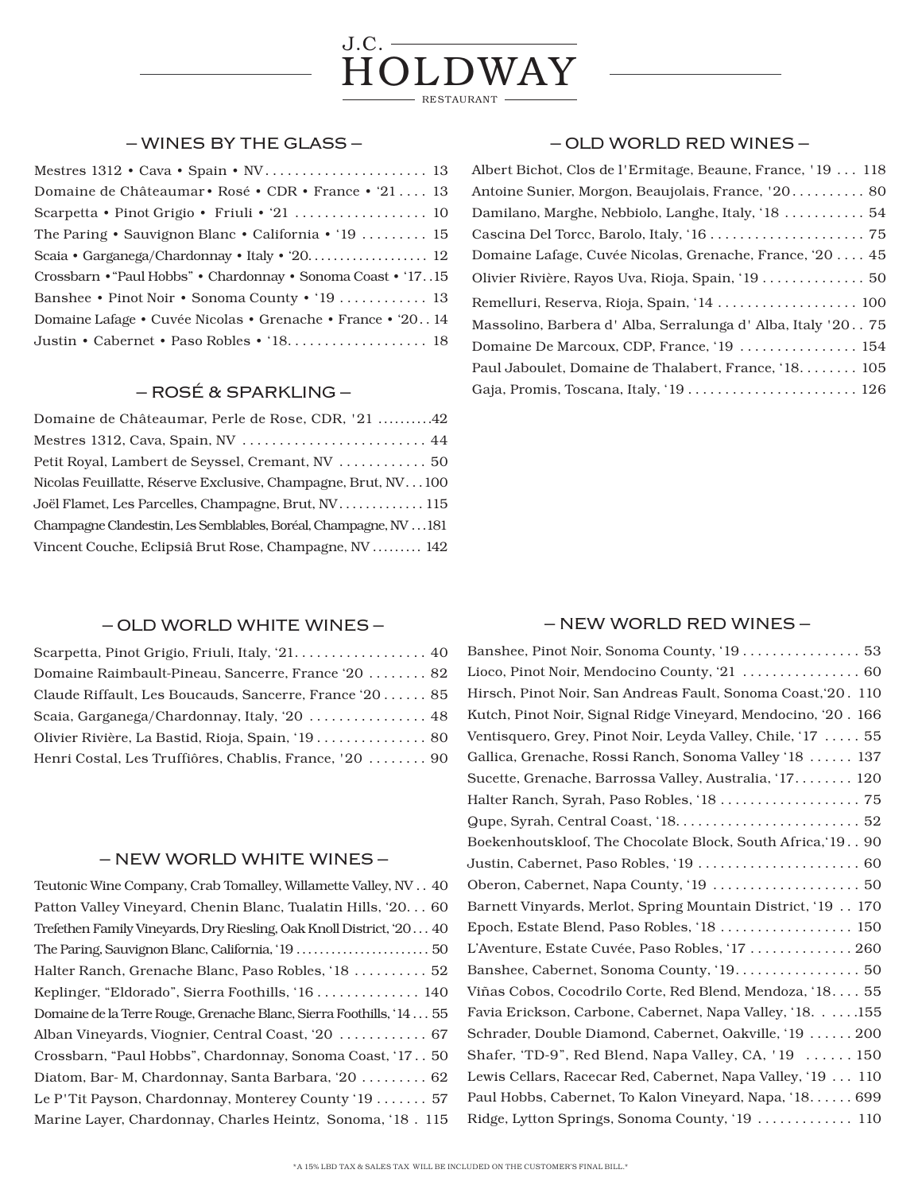# J.C. HOLDWAY

RESTAURANT

## – WINES BY THE GLASS –

Mestres 1312 • Cava • Spain • NV . . . . . . . . . . . . . . . . . . . . . . 13
Domaine de Châteaumar • Rosé • CDR • France • '21 . . . . 13
Scarpetta • Pinot Grigio • Friuli • '21 . . . . . . . . . . . . . . . . . . 10
The Paring • Sauvignon Blanc • California • '19 . . . . . . . . . 15
Scaia • Garganega/Chardonnay • Italy • '20. . . . . . . . . . . . . . . . . . 12
Crossbarn • "Paul Hobbs" • Chardonnay • Sonoma Coast • '17. . 15
Banshee • Pinot Noir • Sonoma County • '19 . . . . . . . . . . . . 13
Domaine Lafage • Cuvée Nicolas • Grenache • France • '20 . . 14
Justin • Cabernet • Paso Robles • '18. . . . . . . . . . . . . . . . . . . 18

## – ROSÉ & SPARKLING –

Domaine de Châteaumar, Perle de Rose, CDR, '21 . . . . . . . . . 42
Mestres 1312, Cava, Spain, NV . . . . . . . . . . . . . . . . . . . . . . . . . 44
Petit Royal, Lambert de Seyssel, Cremant, NV . . . . . . . . . . . . 50
Nicolas Feuillatte, Réserve Exclusive, Champagne, Brut, NV . . . 100
Joël Flamet, Les Parcelles, Champagne, Brut, NV . . . . . . . . . . . . . 115
Champagne Clandestin, Les Semblables, Boréal, Champagne, NV . . . 181
Vincent Couche, Eclipsiâ Brut Rose, Champagne, NV . . . . . . . . . 142

## – OLD WORLD RED WINES –

Albert Bichot, Clos de l'Ermitage, Beaune, France, '19 . . . 118
Antoine Sunier, Morgon, Beaujolais, France, '20 . . . . . . . . . . 80
Damilano, Marghe, Nebbiolo, Langhe, Italy, '18 . . . . . . . . . . . 54
Cascina Del Torcc, Barolo, Italy, '16 . . . . . . . . . . . . . . . . . . . . . 75
Domaine Lafage, Cuvée Nicolas, Grenache, France, '20 . . . . 45
Olivier Rivière, Rayos Uva, Rioja, Spain, '19 . . . . . . . . . . . . . . 50
Remelluri, Reserva, Rioja, Spain, '14 . . . . . . . . . . . . . . . . . . . 100
Massolino, Barbera d' Alba, Serralunga d' Alba, Italy '20 . . 75
Domaine De Marcoux, CDP, France, '19 . . . . . . . . . . . . . . . . 154
Paul Jaboulet, Domaine de Thalabert, France, '18. . . . . . . . 105
Gaja, Promis, Toscana, Italy, '19 . . . . . . . . . . . . . . . . . . . . . . . 126

## – OLD WORLD WHITE WINES –

Scarpetta, Pinot Grigio, Friuli, Italy, '21. . . . . . . . . . . . . . . . . . 40
Domaine Raimbault-Pineau, Sancerre, France '20 . . . . . . . . 82
Claude Riffault, Les Boucauds, Sancerre, France '20 . . . . . . 85
Scaia, Garganega/Chardonnay, Italy, '20 . . . . . . . . . . . . . . . . 48
Olivier Rivière, La Bastid, Rioja, Spain, '19 . . . . . . . . . . . . . . . 80
Henri Costal, Les Truffiôres, Chablis, France, '20 . . . . . . . . 90

## – NEW WORLD WHITE WINES –

Teutonic Wine Company, Crab Tomalley, Willamette Valley, NV . . 40
Patton Valley Vineyard, Chenin Blanc, Tualatin Hills, '20. . . 60
Trefethen Family Vineyards, Dry Riesling, Oak Knoll District, '20 . . . 40
The Paring, Sauvignon Blanc, California, '19 . . . . . . . . . . . . . . . . . . . . . . 50
Halter Ranch, Grenache Blanc, Paso Robles, '18 . . . . . . . . . . 52
Keplinger, "Eldorado", Sierra Foothills, '16 . . . . . . . . . . . . . . 140
Domaine de la Terre Rouge, Grenache Blanc, Sierra Foothills, '14 . . . 55
Alban Vineyards, Viognier, Central Coast, '20 . . . . . . . . . . . . 67
Crossbarn, "Paul Hobbs", Chardonnay, Sonoma Coast, '17 . . 50
Diatom, Bar- M, Chardonnay, Santa Barbara, '20 . . . . . . . . . 62
Le P'Tit Payson, Chardonnay, Monterey County '19 . . . . . . . 57
Marine Layer, Chardonnay, Charles Heintz, Sonoma, '18 . 115

## – NEW WORLD RED WINES –

Banshee, Pinot Noir, Sonoma County, '19 . . . . . . . . . . . . . . . . 53
Lioco, Pinot Noir, Mendocino County, '21 . . . . . . . . . . . . . . . . 60
Hirsch, Pinot Noir, San Andreas Fault, Sonoma Coast,'20 . 110
Kutch, Pinot Noir, Signal Ridge Vineyard, Mendocino, '20 . 166
Ventisquero, Grey, Pinot Noir, Leyda Valley, Chile, '17 . . . . . 55
Gallica, Grenache, Rossi Ranch, Sonoma Valley '18 . . . . . . 137
Sucette, Grenache, Barrossa Valley, Australia, '17. . . . . . . . 120
Halter Ranch, Syrah, Paso Robles, '18 . . . . . . . . . . . . . . . . . . . 75
Qupe, Syrah, Central Coast, '18. . . . . . . . . . . . . . . . . . . . . . . . . 52
Boekenhoutskloof, The Chocolate Block, South Africa,'19 . . 90
Justin, Cabernet, Paso Robles, '19 . . . . . . . . . . . . . . . . . . . . . . 60
Oberon, Cabernet, Napa County, '19 . . . . . . . . . . . . . . . . . . . . 50
Barnett Vinyards, Merlot, Spring Mountain District, '19 . . 170
Epoch, Estate Blend, Paso Robles, '18 . . . . . . . . . . . . . . . . . . 150
L'Aventure, Estate Cuvée, Paso Robles, '17 . . . . . . . . . . . . . . 260
Banshee, Cabernet, Sonoma County, '19. . . . . . . . . . . . . . . . . 50
Viñas Cobos, Cocodrilo Corte, Red Blend, Mendoza, '18. . . . 55
Favia Erickson, Carbone, Cabernet, Napa Valley, '18. . . . . .155
Schrader, Double Diamond, Cabernet, Oakville, '19 . . . . . . 200
Shafer, 'TD-9", Red Blend, Napa Valley, CA, '19 . . . . . . 150
Lewis Cellars, Racecar Red, Cabernet, Napa Valley, '19 . . . 110
Paul Hobbs, Cabernet, To Kalon Vineyard, Napa, '18. . . . . . 699
Ridge, Lytton Springs, Sonoma County, '19 . . . . . . . . . . . . . 110

*A 15% LBD TAX & SALES TAX WILL BE INCLUDED ON THE CUSTOMER'S FINAL BILL.*